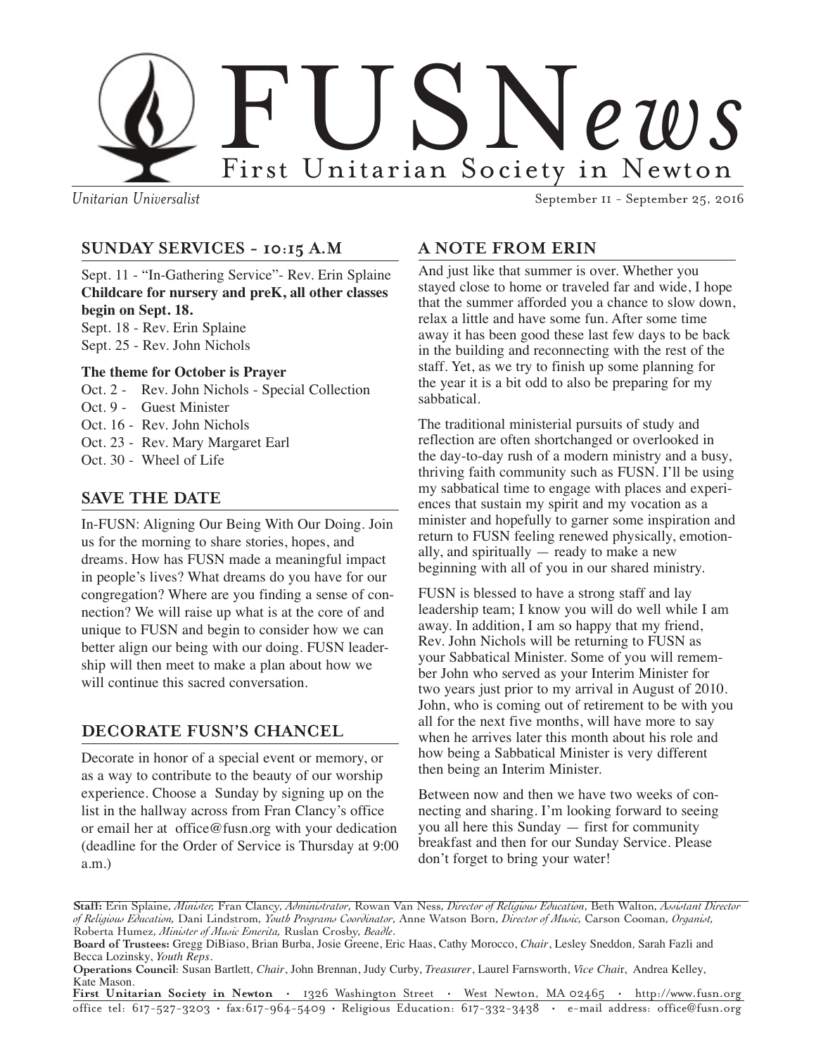# FUSNews

First Unitarian Society in Newton

*Unitarian Universalist*

September 11 - September 25, 2016

## SUNDAY SERVICES - 10:15 A.M

Sept. 11 - "In-Gathering Service"- Rev. Erin Splaine
**Childcare for nursery and preK, all other classes begin on Sept. 18.**
Sept. 18 - Rev. Erin Splaine
Sept. 25 - Rev. John Nichols

**The theme for October is Prayer**

Oct. 2 - Rev. John Nichols - Special Collection
Oct. 9 - Guest Minister
Oct. 16 - Rev. John Nichols
Oct. 23 - Rev. Mary Margaret Earl
Oct. 30 - Wheel of Life

## SAVE THE DATE

In-FUSN: Aligning Our Being With Our Doing. Join us for the morning to share stories, hopes, and dreams. How has FUSN made a meaningful impact in people's lives? What dreams do you have for our congregation? Where are you finding a sense of connection? We will raise up what is at the core of and unique to FUSN and begin to consider how we can better align our being with our doing. FUSN leadership will then meet to make a plan about how we will continue this sacred conversation.

## DECORATE FUSN'S CHANCEL

Decorate in honor of a special event or memory, or as a way to contribute to the beauty of our worship experience. Choose a Sunday by signing up on the list in the hallway across from Fran Clancy's office or email her at office@fusn.org with your dedication (deadline for the Order of Service is Thursday at 9:00 a.m.)

## A NOTE FROM ERIN

And just like that summer is over. Whether you stayed close to home or traveled far and wide, I hope that the summer afforded you a chance to slow down, relax a little and have some fun. After some time away it has been good these last few days to be back in the building and reconnecting with the rest of the staff. Yet, as we try to finish up some planning for the year it is a bit odd to also be preparing for my sabbatical.

The traditional ministerial pursuits of study and reflection are often shortchanged or overlooked in the day-to-day rush of a modern ministry and a busy, thriving faith community such as FUSN. I'll be using my sabbatical time to engage with places and experiences that sustain my spirit and my vocation as a minister and hopefully to garner some inspiration and return to FUSN feeling renewed physically, emotionally, and spiritually — ready to make a new beginning with all of you in our shared ministry.

FUSN is blessed to have a strong staff and lay leadership team; I know you will do well while I am away. In addition, I am so happy that my friend, Rev. John Nichols will be returning to FUSN as your Sabbatical Minister. Some of you will remember John who served as your Interim Minister for two years just prior to my arrival in August of 2010. John, who is coming out of retirement to be with you all for the next five months, will have more to say when he arrives later this month about his role and how being a Sabbatical Minister is very different then being an Interim Minister.

Between now and then we have two weeks of connecting and sharing. I'm looking forward to seeing you all here this Sunday — first for community breakfast and then for our Sunday Service. Please don't forget to bring your water!

---

**Staff:** Erin Splaine, *Minister,* Fran Clancy, *Administrator*, Rowan Van Ness, *Director of Religious Education*, Beth Walton, *Assistant Director of Religious Education,* Dani Lindstrom, *Youth Programs Coordinator*, Anne Watson Born, *Director of Music,* Carson Cooman, *Organist,* Roberta Humez, *Minister of Music Emerita,* Ruslan Crosby, *Beadle*.

**Board of Trustees:** Gregg DiBiaso, Brian Burba, Josie Greene, Eric Haas, Cathy Morocco, *Chair*, Lesley Sneddon, Sarah Fazli and Becca Lozinsky, *Youth Reps*.

**Operations Council**: Susan Bartlett, *Chair*, John Brennan, Judy Curby, *Treasurer*, Laurel Farnsworth, *Vice Chair*, Andrea Kelley, Kate Mason.

**First Unitarian Society in Newton** • 1326 Washington Street • West Newton, MA 02465 • http://www.fusn.org
office tel: 617-527-3203 • fax:617-964-5409 • Religious Education: 617-332-3438 • e-mail address: office@fusn.org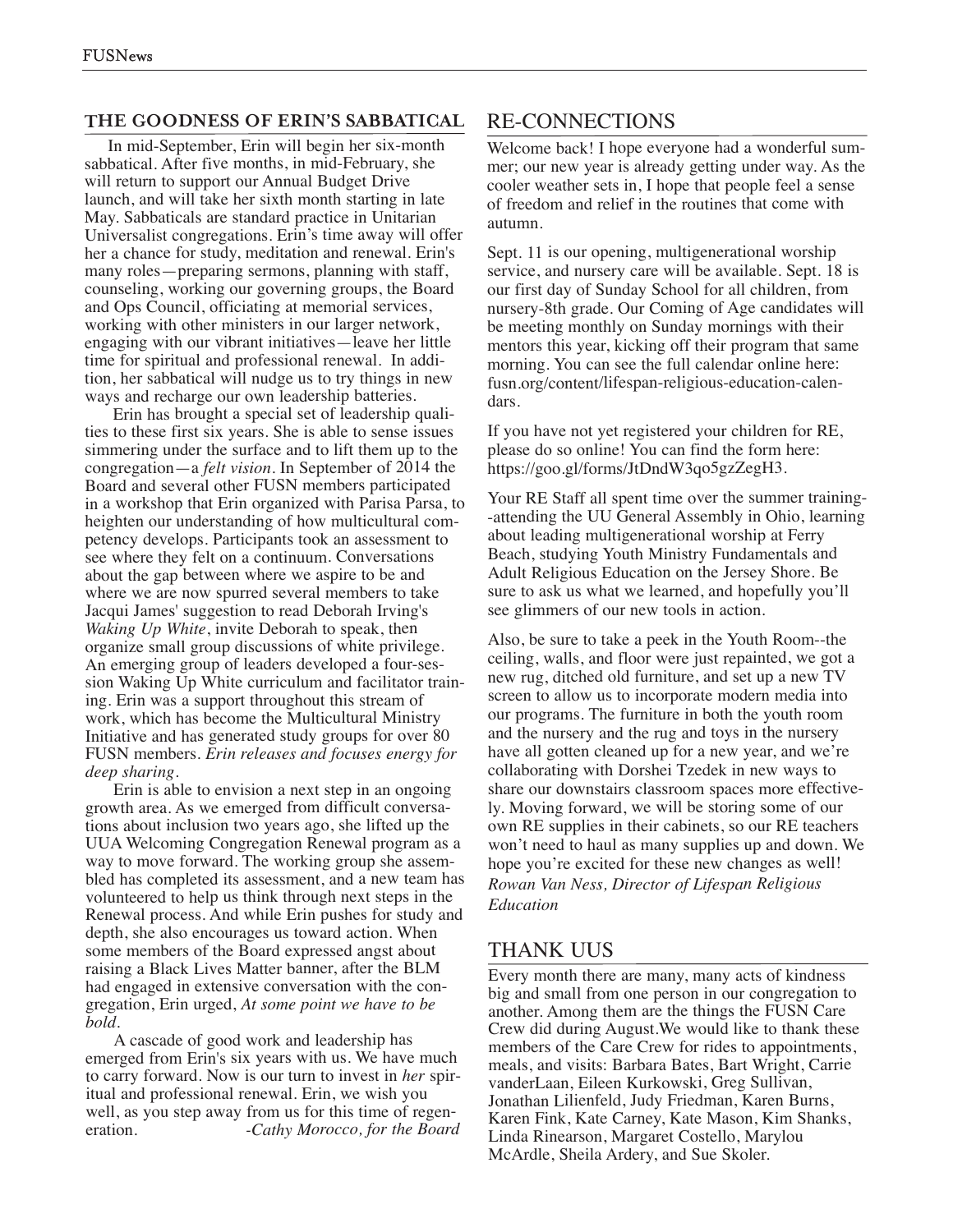## THE GOODNESS OF ERIN'S SABBATICAL

In mid-September, Erin will begin her six-month sabbatical. After five months, in mid-February, she will return to support our Annual Budget Drive launch, and will take her sixth month starting in late May. Sabbaticals are standard practice in Unitarian Universalist congregations. Erin's time away will offer her a chance for study, meditation and renewal. Erin's many roles—preparing sermons, planning with staff, counseling, working our governing groups, the Board and Ops Council, officiating at memorial services, working with other ministers in our larger network, engaging with our vibrant initiatives—leave her little time for spiritual and professional renewal. In addition, her sabbatical will nudge us to try things in new ways and recharge our own leadership batteries.

Erin has brought a special set of leadership qualities to these first six years. She is able to sense issues simmering under the surface and to lift them up to the congregation—a *felt vision*. In September of 2014 the Board and several other FUSN members participated in a workshop that Erin organized with Parisa Parsa, to heighten our understanding of how multicultural competency develops. Participants took an assessment to see where they felt on a continuum. Conversations about the gap between where we aspire to be and where we are now spurred several members to take Jacqui James' suggestion to read Deborah Irving's *Waking Up White*, invite Deborah to speak, then organize small group discussions of white privilege. An emerging group of leaders developed a four-session Waking Up White curriculum and facilitator training. Erin was a support throughout this stream of work, which has become the Multicultural Ministry Initiative and has generated study groups for over 80 FUSN members. *Erin releases and focuses energy for deep sharing.*

Erin is able to envision a next step in an ongoing growth area. As we emerged from difficult conversations about inclusion two years ago, she lifted up the UUA Welcoming Congregation Renewal program as a way to move forward. The working group she assembled has completed its assessment, and a new team has volunteered to help us think through next steps in the Renewal process. And while Erin pushes for study and depth, she also encourages us toward action. When some members of the Board expressed angst about raising a Black Lives Matter banner, after the BLM had engaged in extensive conversation with the congregation, Erin urged, *At some point we have to be bold.*

A cascade of good work and leadership has emerged from Erin's six years with us. We have much to carry forward. Now is our turn to invest in *her* spiritual and professional renewal. Erin, we wish you well, as you step away from us for this time of regeneration.

*-Cathy Morocco, for the Board*

## RE-CONNECTIONS

Welcome back! I hope everyone had a wonderful summer; our new year is already getting under way. As the cooler weather sets in, I hope that people feel a sense of freedom and relief in the routines that come with autumn.

Sept. 11 is our opening, multigenerational worship service, and nursery care will be available. Sept. 18 is our first day of Sunday School for all children, from nursery-8th grade. Our Coming of Age candidates will be meeting monthly on Sunday mornings with their mentors this year, kicking off their program that same morning. You can see the full calendar online here: fusn.org/content/lifespan-religious-education-calendars.

If you have not yet registered your children for RE, please do so online! You can find the form here: https://goo.gl/forms/JtDndW3qo5gzZegH3.

Your RE Staff all spent time over the summer training--attending the UU General Assembly in Ohio, learning about leading multigenerational worship at Ferry Beach, studying Youth Ministry Fundamentals and Adult Religious Education on the Jersey Shore. Be sure to ask us what we learned, and hopefully you'll see glimmers of our new tools in action.

Also, be sure to take a peek in the Youth Room--the ceiling, walls, and floor were just repainted, we got a new rug, ditched old furniture, and set up a new TV screen to allow us to incorporate modern media into our programs. The furniture in both the youth room and the nursery and the rug and toys in the nursery have all gotten cleaned up for a new year, and we're collaborating with Dorshei Tzedek in new ways to share our downstairs classroom spaces more effectively. Moving forward, we will be storing some of our own RE supplies in their cabinets, so our RE teachers won't need to haul as many supplies up and down. We hope you're excited for these new changes as well!

*Rowan Van Ness, Director of Lifespan Religious Education*

## THANK UUS

Every month there are many, many acts of kindness big and small from one person in our congregation to another. Among them are the things the FUSN Care Crew did during August.We would like to thank these members of the Care Crew for rides to appointments, meals, and visits: Barbara Bates, Bart Wright, Carrie vanderLaan, Eileen Kurkowski, Greg Sullivan, Jonathan Lilienfeld, Judy Friedman, Karen Burns, Karen Fink, Kate Carney, Kate Mason, Kim Shanks, Linda Rinearson, Margaret Costello, Marylou McArdle, Sheila Ardery, and Sue Skoler.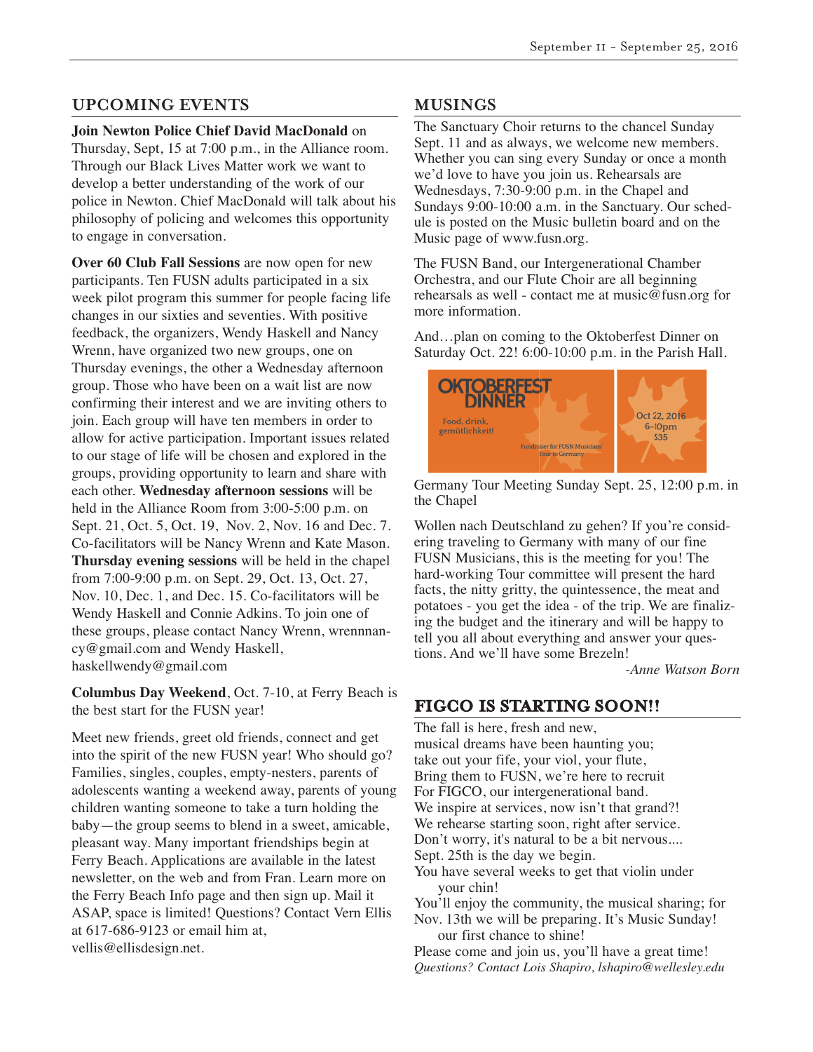## UPCOMING EVENTS

**Join Newton Police Chief David MacDonald** on Thursday, Sept, 15 at 7:00 p.m., in the Alliance room. Through our Black Lives Matter work we want to develop a better understanding of the work of our police in Newton. Chief MacDonald will talk about his philosophy of policing and welcomes this opportunity to engage in conversation.

**Over 60 Club Fall Sessions** are now open for new participants. Ten FUSN adults participated in a six week pilot program this summer for people facing life changes in our sixties and seventies. With positive feedback, the organizers, Wendy Haskell and Nancy Wrenn, have organized two new groups, one on Thursday evenings, the other a Wednesday afternoon group. Those who have been on a wait list are now confirming their interest and we are inviting others to join. Each group will have ten members in order to allow for active participation. Important issues related to our stage of life will be chosen and explored in the groups, providing opportunity to learn and share with each other. **Wednesday afternoon sessions** will be held in the Alliance Room from 3:00-5:00 p.m. on Sept. 21, Oct. 5, Oct. 19, Nov. 2, Nov. 16 and Dec. 7. Co-facilitators will be Nancy Wrenn and Kate Mason. **Thursday evening sessions** will be held in the chapel from 7:00-9:00 p.m. on Sept. 29, Oct. 13, Oct. 27, Nov. 10, Dec. 1, and Dec. 15. Co-facilitators will be Wendy Haskell and Connie Adkins. To join one of these groups, please contact Nancy Wrenn, wrennnancy@gmail.com and Wendy Haskell, haskellwendy@gmail.com

**Columbus Day Weekend**, Oct. 7-10, at Ferry Beach is the best start for the FUSN year!

Meet new friends, greet old friends, connect and get into the spirit of the new FUSN year! Who should go? Families, singles, couples, empty-nesters, parents of adolescents wanting a weekend away, parents of young children wanting someone to take a turn holding the baby—the group seems to blend in a sweet, amicable, pleasant way. Many important friendships begin at Ferry Beach. Applications are available in the latest newsletter, on the web and from Fran. Learn more on the Ferry Beach Info page and then sign up. Mail it ASAP, space is limited! Questions? Contact Vern Ellis at 617-686-9123 or email him at, vellis@ellisdesign.net.

## MUSINGS

The Sanctuary Choir returns to the chancel Sunday Sept. 11 and as always, we welcome new members. Whether you can sing every Sunday or once a month we'd love to have you join us. Rehearsals are Wednesdays, 7:30-9:00 p.m. in the Chapel and Sundays 9:00-10:00 a.m. in the Sanctuary. Our schedule is posted on the Music bulletin board and on the Music page of www.fusn.org.

The FUSN Band, our Intergenerational Chamber Orchestra, and our Flute Choir are all beginning rehearsals as well - contact me at music@fusn.org for more information.

And…plan on coming to the Oktoberfest Dinner on Saturday Oct. 22! 6:00-10:00 p.m. in the Parish Hall.

OKTOBERFEST DINNER
Food, drink, gemütlichkeit!
Fundraiser for FUSN Musicians' Tour to Germany
Oct 22, 2016
6-10pm
$35

Germany Tour Meeting Sunday Sept. 25, 12:00 p.m. in the Chapel

Wollen nach Deutschland zu gehen? If you're considering traveling to Germany with many of our fine FUSN Musicians, this is the meeting for you! The hard-working Tour committee will present the hard facts, the nitty gritty, the quintessence, the meat and potatoes - you get the idea - of the trip. We are finalizing the budget and the itinerary and will be happy to tell you all about everything and answer your questions. And we'll have some Brezeln!

*-Anne Watson Born*

## FIGCO IS STARTING SOON!!

The fall is here, fresh and new,
musical dreams have been haunting you;
take out your fife, your viol, your flute,
Bring them to FUSN, we're here to recruit
For FIGCO, our intergenerational band.
We inspire at services, now isn't that grand?!
We rehearse starting soon, right after service.
Don't worry, it's natural to be a bit nervous....
Sept. 25th is the day we begin.
You have several weeks to get that violin under your chin!
You'll enjoy the community, the musical sharing; for
Nov. 13th we will be preparing. It's Music Sunday! our first chance to shine!
Please come and join us, you'll have a great time!

*Questions? Contact Lois Shapiro, lshapiro@wellesley.edu*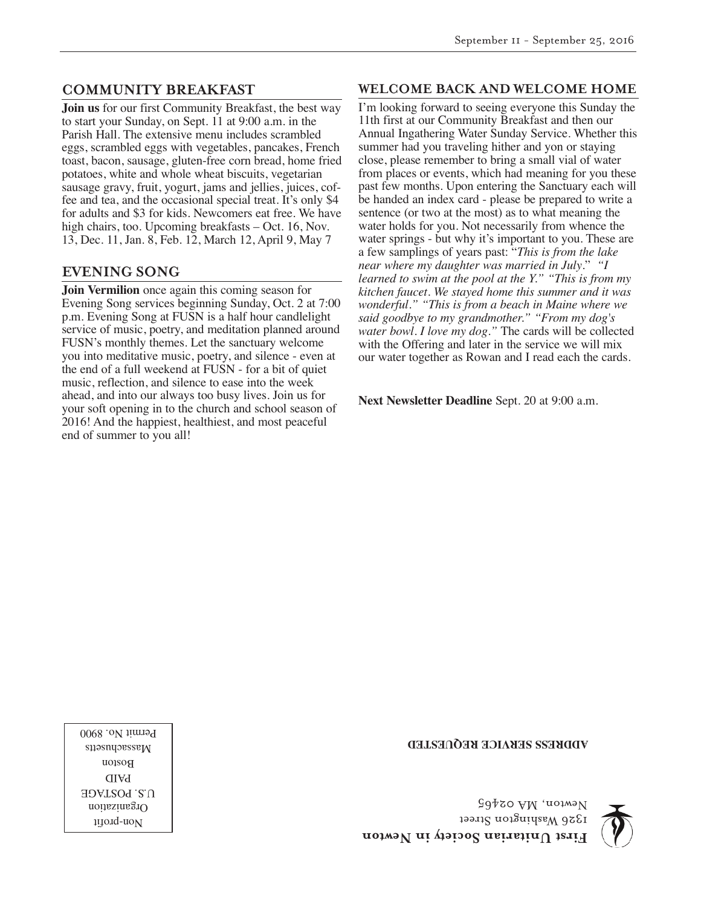## COMMUNITY BREAKFAST

**Join us** for our first Community Breakfast, the best way to start your Sunday, on Sept. 11 at 9:00 a.m. in the Parish Hall. The extensive menu includes scrambled eggs, scrambled eggs with vegetables, pancakes, French toast, bacon, sausage, gluten-free corn bread, home fried potatoes, white and whole wheat biscuits, vegetarian sausage gravy, fruit, yogurt, jams and jellies, juices, coffee and tea, and the occasional special treat. It's only $4 for adults and $3 for kids. Newcomers eat free. We have high chairs, too. Upcoming breakfasts – Oct. 16, Nov. 13, Dec. 11, Jan. 8, Feb. 12, March 12, April 9, May 7

## EVENING SONG

**Join Vermilion** once again this coming season for Evening Song services beginning Sunday, Oct. 2 at 7:00 p.m. Evening Song at FUSN is a half hour candlelight service of music, poetry, and meditation planned around FUSN's monthly themes. Let the sanctuary welcome you into meditative music, poetry, and silence - even at the end of a full weekend at FUSN - for a bit of quiet music, reflection, and silence to ease into the week ahead, and into our always too busy lives. Join us for your soft opening in to the church and school season of 2016! And the happiest, healthiest, and most peaceful end of summer to you all!

## WELCOME BACK AND WELCOME HOME

I'm looking forward to seeing everyone this Sunday the 11th first at our Community Breakfast and then our Annual Ingathering Water Sunday Service. Whether this summer had you traveling hither and yon or staying close, please remember to bring a small vial of water from places or events, which had meaning for you these past few months. Upon entering the Sanctuary each will be handed an index card - please be prepared to write a sentence (or two at the most) as to what meaning the water holds for you. Not necessarily from whence the water springs - but why it's important to you. These are a few samplings of years past: "*This is from the lake near where my daughter was married in July*." *"I learned to swim at the pool at the Y." "This is from my kitchen faucet. We stayed home this summer and it was wonderful." "This is from a beach in Maine where we said goodbye to my grandmother." "From my dog's water bowl. I love my dog."* The cards will be collected with the Offering and later in the service we will mix our water together as Rowan and I read each the cards.

**Next Newsletter Deadline** Sept. 20 at 9:00 a.m.

**First Unitarian Society in Newton**
1326 Washington Street
Newton, MA 02465

**ADDRESS SERVICE REQUESTED**

Non-profit
Organization
U.S. POSTAGE
PAID
Boston
Massachusetts
Permit No. 8900